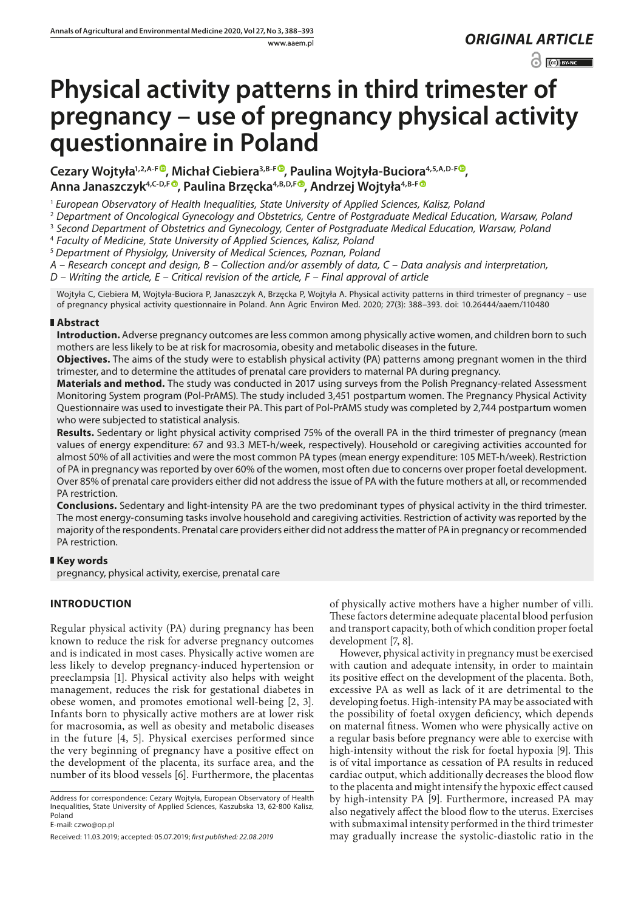*ORIGINAL ARTICLE*

# Physical activity patterns in third trimester of pregnancy – use of pregnancy physical activity questionnaire in Poland

**Cezary Wojtyła[1,2,A-F], Michał Ciebiera[3,B-F], Paulina Wojtyła-Buciora[4,5,A,D-F], Anna Janaszczyk[4,C-D,F], Paulina Brzęcka[4,B,D,F], Andrzej Wojtyła[4,B-F]**

[1] *European Observatory of Health Inequalities, State University of Applied Sciences, Kalisz, Poland*

[2] *Department of Oncological Gynecology and Obstetrics, Centre of Postgraduate Medical Education, Warsaw, Poland*

[3] *Second Department of Obstetrics and Gynecology, Center of Postgraduate Medical Education, Warsaw, Poland*

[4] *Faculty of Medicine, State University of Applied Sciences, Kalisz, Poland*

[5] *Department of Physiolgy, University of Medical Sciences, Poznan, Poland*

*A – Research concept and design, B – Collection and/or assembly of data, C – Data analysis and interpretation, D – Writing the article, E – Critical revision of the article, F – Final approval of article*

Wojtyła C, Ciebiera M, Wojtyła-Buciora P, Janaszczyk A, Brzęcka P, Wojtyła A. Physical activity patterns in third trimester of pregnancy – use of pregnancy physical activity questionnaire in Poland. Ann Agric Environ Med. 2020; 27(3): 388–393. doi: 10.26444/aaem/110480

## Abstract

**Introduction.** Adverse pregnancy outcomes are less common among physically active women, and children born to such mothers are less likely to be at risk for macrosomia, obesity and metabolic diseases in the future.

**Objectives.** The aims of the study were to establish physical activity (PA) patterns among pregnant women in the third trimester, and to determine the attitudes of prenatal care providers to maternal PA during pregnancy.

**Materials and method.** The study was conducted in 2017 using surveys from the Polish Pregnancy-related Assessment Monitoring System program (Pol-PrAMS). The study included 3,451 postpartum women. The Pregnancy Physical Activity Questionnaire was used to investigate their PA. This part of Pol-PrAMS study was completed by 2,744 postpartum women who were subjected to statistical analysis.

**Results.** Sedentary or light physical activity comprised 75% of the overall PA in the third trimester of pregnancy (mean values of energy expenditure: 67 and 93.3 MET-h/week, respectively). Household or caregiving activities accounted for almost 50% of all activities and were the most common PA types (mean energy expenditure: 105 MET-h/week). Restriction of PA in pregnancy was reported by over 60% of the women, most often due to concerns over proper foetal development. Over 85% of prenatal care providers either did not address the issue of PA with the future mothers at all, or recommended PA restriction.

**Conclusions.** Sedentary and light-intensity PA are the two predominant types of physical activity in the third trimester. The most energy-consuming tasks involve household and caregiving activities. Restriction of activity was reported by the majority of the respondents. Prenatal care providers either did not address the matter of PA in pregnancy or recommended PA restriction.

## Key words

pregnancy, physical activity, exercise, prenatal care

## INTRODUCTION

Regular physical activity (PA) during pregnancy has been known to reduce the risk for adverse pregnancy outcomes and is indicated in most cases. Physically active women are less likely to develop pregnancy-induced hypertension or preeclampsia [1]. Physical activity also helps with weight management, reduces the risk for gestational diabetes in obese women, and promotes emotional well-being [2, 3]. Infants born to physically active mothers are at lower risk for macrosomia, as well as obesity and metabolic diseases in the future [4, 5]. Physical exercises performed since the very beginning of pregnancy have a positive effect on the development of the placenta, its surface area, and the number of its blood vessels [6]. Furthermore, the placentas of physically active mothers have a higher number of villi. These factors determine adequate placental blood perfusion and transport capacity, both of which condition proper foetal development [7, 8].

However, physical activity in pregnancy must be exercised with caution and adequate intensity, in order to maintain its positive effect on the development of the placenta. Both, excessive PA as well as lack of it are detrimental to the developing foetus. High-intensity PA may be associated with the possibility of foetal oxygen deficiency, which depends on maternal fitness. Women who were physically active on a regular basis before pregnancy were able to exercise with high-intensity without the risk for foetal hypoxia [9]. This is of vital importance as cessation of PA results in reduced cardiac output, which additionally decreases the blood flow to the placenta and might intensify the hypoxic effect caused by high-intensity PA [9]. Furthermore, increased PA may also negatively affect the blood flow to the uterus. Exercises with submaximal intensity performed in the third trimester may gradually increase the systolic-diastolic ratio in the

Address for correspondence: Cezary Wojtyła, European Observatory of Health Inequalities, State University of Applied Sciences, Kaszubska 13, 62-800 Kalisz, Poland
E-mail: czwo@op.pl

Received: 11.03.2019; accepted: 05.07.2019; *first published: 22.08.2019*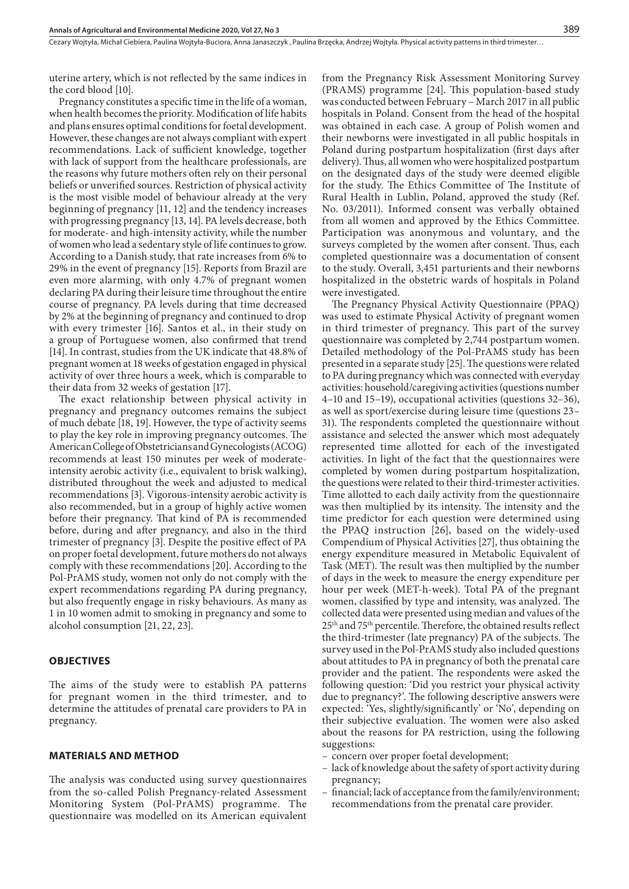uterine artery, which is not reflected by the same indices in the cord blood [10].

Pregnancy constitutes a specific time in the life of a woman, when health becomes the priority. Modification of life habits and plans ensures optimal conditions for foetal development. However, these changes are not always compliant with expert recommendations. Lack of sufficient knowledge, together with lack of support from the healthcare professionals, are the reasons why future mothers often rely on their personal beliefs or unverified sources. Restriction of physical activity is the most visible model of behaviour already at the very beginning of pregnancy [11, 12] and the tendency increases with progressing pregnancy [13, 14]. PA levels decrease, both for moderate- and high-intensity activity, while the number of women who lead a sedentary style of life continues to grow. According to a Danish study, that rate increases from 6% to 29% in the event of pregnancy [15]. Reports from Brazil are even more alarming, with only 4.7% of pregnant women declaring PA during their leisure time throughout the entire course of pregnancy. PA levels during that time decreased by 2% at the beginning of pregnancy and continued to drop with every trimester [16]. Santos et al., in their study on a group of Portuguese women, also confirmed that trend [14]. In contrast, studies from the UK indicate that 48.8% of pregnant women at 18 weeks of gestation engaged in physical activity of over three hours a week, which is comparable to their data from 32 weeks of gestation [17].

The exact relationship between physical activity in pregnancy and pregnancy outcomes remains the subject of much debate [18, 19]. However, the type of activity seems to play the key role in improving pregnancy outcomes. The American College of Obstetricians and Gynecologists (ACOG) recommends at least 150 minutes per week of moderate-intensity aerobic activity (i.e., equivalent to brisk walking), distributed throughout the week and adjusted to medical recommendations [3]. Vigorous-intensity aerobic activity is also recommended, but in a group of highly active women before their pregnancy. That kind of PA is recommended before, during and after pregnancy, and also in the third trimester of pregnancy [3]. Despite the positive effect of PA on proper foetal development, future mothers do not always comply with these recommendations [20]. According to the Pol-PrAMS study, women not only do not comply with the expert recommendations regarding PA during pregnancy, but also frequently engage in risky behaviours. As many as 1 in 10 women admit to smoking in pregnancy and some to alcohol consumption [21, 22, 23].

## OBJECTIVES

The aims of the study were to establish PA patterns for pregnant women in the third trimester, and to determine the attitudes of prenatal care providers to PA in pregnancy.

## MATERIALS AND METHOD

The analysis was conducted using survey questionnaires from the so-called Polish Pregnancy-related Assessment Monitoring System (Pol-PrAMS) programme. The questionnaire was modelled on its American equivalent from the Pregnancy Risk Assessment Monitoring Survey (PRAMS) programme [24]. This population-based study was conducted between February – March 2017 in all public hospitals in Poland. Consent from the head of the hospital was obtained in each case. A group of Polish women and their newborns were investigated in all public hospitals in Poland during postpartum hospitalization (first days after delivery). Thus, all women who were hospitalized postpartum on the designated days of the study were deemed eligible for the study. The Ethics Committee of The Institute of Rural Health in Lublin, Poland, approved the study (Ref. No. 03/2011). Informed consent was verbally obtained from all women and approved by the Ethics Committee. Participation was anonymous and voluntary, and the surveys completed by the women after consent. Thus, each completed questionnaire was a documentation of consent to the study. Overall, 3,451 parturients and their newborns hospitalized in the obstetric wards of hospitals in Poland were investigated.

The Pregnancy Physical Activity Questionnaire (PPAQ) was used to estimate Physical Activity of pregnant women in third trimester of pregnancy. This part of the survey questionnaire was completed by 2,744 postpartum women. Detailed methodology of the Pol-PrAMS study has been presented in a separate study [25]. The questions were related to PA during pregnancy which was connected with everyday activities: household/caregiving activities (questions number 4–10 and 15–19), occupational activities (questions 32–36), as well as sport/exercise during leisure time (questions 23–31). The respondents completed the questionnaire without assistance and selected the answer which most adequately represented time allotted for each of the investigated activities. In light of the fact that the questionnaires were completed by women during postpartum hospitalization, the questions were related to their third-trimester activities. Time allotted to each daily activity from the questionnaire was then multiplied by its intensity. The intensity and the time predictor for each question were determined using the PPAQ instruction [26], based on the widely-used Compendium of Physical Activities [27], thus obtaining the energy expenditure measured in Metabolic Equivalent of Task (MET). The result was then multiplied by the number of days in the week to measure the energy expenditure per hour per week (MET-h-week). Total PA of the pregnant women, classified by type and intensity, was analyzed. The collected data were presented using median and values of the 25th and 75th percentile. Therefore, the obtained results reflect the third-trimester (late pregnancy) PA of the subjects. The survey used in the Pol-PrAMS study also included questions about attitudes to PA in pregnancy of both the prenatal care provider and the patient. The respondents were asked the following question: 'Did you restrict your physical activity due to pregnancy?'. The following descriptive answers were expected: 'Yes, slightly/significantly' or 'No', depending on their subjective evaluation. The women were also asked about the reasons for PA restriction, using the following suggestions:

- concern over proper foetal development;
- lack of knowledge about the safety of sport activity during pregnancy;
- financial; lack of acceptance from the family/environment; recommendations from the prenatal care provider.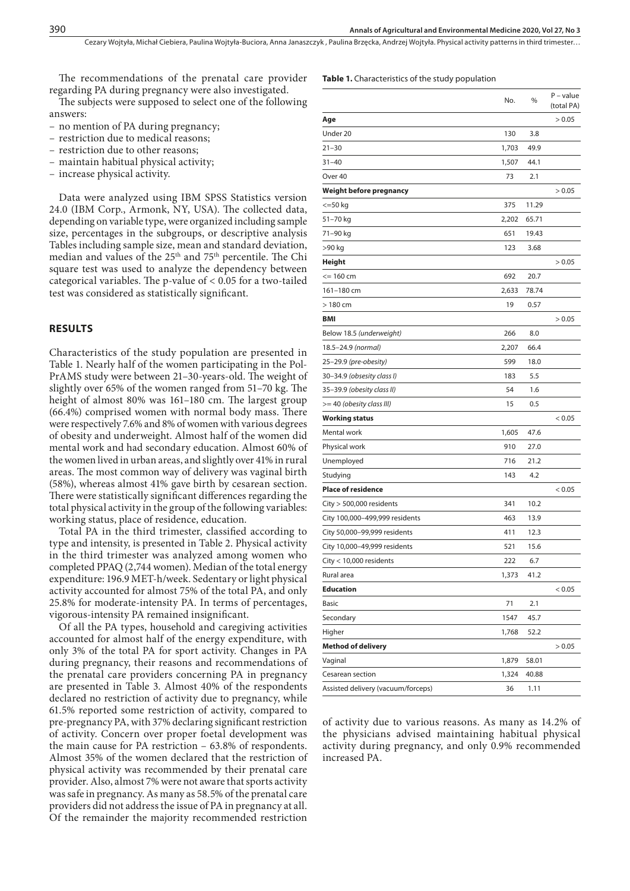The recommendations of the prenatal care provider regarding PA during pregnancy were also investigated.

The subjects were supposed to select one of the following answers:

- no mention of PA during pregnancy;
- restriction due to medical reasons;
- restriction due to other reasons;
- maintain habitual physical activity;
- increase physical activity.

Data were analyzed using IBM SPSS Statistics version 24.0 (IBM Corp., Armonk, NY, USA). The collected data, depending on variable type, were organized including sample size, percentages in the subgroups, or descriptive analysis Tables including sample size, mean and standard deviation, median and values of the 25th and 75th percentile. The Chi square test was used to analyze the dependency between categorical variables. The p-value of < 0.05 for a two-tailed test was considered as statistically significant.

## RESULTS

Characteristics of the study population are presented in Table 1. Nearly half of the women participating in the Pol-PrAMS study were between 21–30-years-old. The weight of slightly over 65% of the women ranged from 51–70 kg. The height of almost 80% was 161–180 cm. The largest group (66.4%) comprised women with normal body mass. There were respectively 7.6% and 8% of women with various degrees of obesity and underweight. Almost half of the women did mental work and had secondary education. Almost 60% of the women lived in urban areas, and slightly over 41% in rural areas. The most common way of delivery was vaginal birth (58%), whereas almost 41% gave birth by cesarean section. There were statistically significant differences regarding the total physical activity in the group of the following variables: working status, place of residence, education.

Total PA in the third trimester, classified according to type and intensity, is presented in Table 2. Physical activity in the third trimester was analyzed among women who completed PPAQ (2,744 women). Median of the total energy expenditure: 196.9 MET-h/week. Sedentary or light physical activity accounted for almost 75% of the total PA, and only 25.8% for moderate-intensity PA. In terms of percentages, vigorous-intensity PA remained insignificant.

Of all the PA types, household and caregiving activities accounted for almost half of the energy expenditure, with only 3% of the total PA for sport activity. Changes in PA during pregnancy, their reasons and recommendations of the prenatal care providers concerning PA in pregnancy are presented in Table 3. Almost 40% of the respondents declared no restriction of activity due to pregnancy, while 61.5% reported some restriction of activity, compared to pre-pregnancy PA, with 37% declaring significant restriction of activity. Concern over proper foetal development was the main cause for PA restriction – 63.8% of respondents. Almost 35% of the women declared that the restriction of physical activity was recommended by their prenatal care provider. Also, almost 7% were not aware that sports activity was safe in pregnancy. As many as 58.5% of the prenatal care providers did not address the issue of PA in pregnancy at all. Of the remainder the majority recommended restriction of activity due to various reasons. As many as 14.2% of the physicians advised maintaining habitual physical activity during pregnancy, and only 0.9% recommended increased PA.

**Table 1.** Characteristics of the study population

| | No. | % | P – value (total PA) |
|---|---|---|---|
| **Age** | | | > 0.05 |
| Under 20 | 130 | 3.8 | |
| 21–30 | 1,703 | 49.9 | |
| 31–40 | 1,507 | 44.1 | |
| Over 40 | 73 | 2.1 | |
| **Weight before pregnancy** | | | > 0.05 |
| <=50 kg | 375 | 11.29 | |
| 51–70 kg | 2,202 | 65.71 | |
| 71–90 kg | 651 | 19.43 | |
| >90 kg | 123 | 3.68 | |
| **Height** | | | > 0.05 |
| <= 160 cm | 692 | 20.7 | |
| 161–180 cm | 2,633 | 78.74 | |
| > 180 cm | 19 | 0.57 | |
| **BMI** | | | > 0.05 |
| Below 18.5 *(underweight)* | 266 | 8.0 | |
| 18.5–24.9 *(normal)* | 2,207 | 66.4 | |
| 25–29.9 *(pre-obesity)* | 599 | 18.0 | |
| 30–34.9 *(obesity class I)* | 183 | 5.5 | |
| 35–39.9 *(obesity class II)* | 54 | 1.6 | |
| >= 40 *(obesity class III)* | 15 | 0.5 | |
| **Working status** | | | < 0.05 |
| Mental work | 1,605 | 47.6 | |
| Physical work | 910 | 27.0 | |
| Unemployed | 716 | 21.2 | |
| Studying | 143 | 4.2 | |
| **Place of residence** | | | < 0.05 |
| City > 500,000 residents | 341 | 10.2 | |
| City 100,000–499,999 residents | 463 | 13.9 | |
| City 50,000–99,999 residents | 411 | 12.3 | |
| City 10,000–49,999 residents | 521 | 15.6 | |
| City < 10,000 residents | 222 | 6.7 | |
| Rural area | 1,373 | 41.2 | |
| **Education** | | | < 0.05 |
| Basic | 71 | 2.1 | |
| Secondary | 1547 | 45.7 | |
| Higher | 1,768 | 52.2 | |
| **Method of delivery** | | | > 0.05 |
| Vaginal | 1,879 | 58.01 | |
| Cesarean section | 1,324 | 40.88 | |
| Assisted delivery (vacuum/forceps) | 36 | 1.11 | |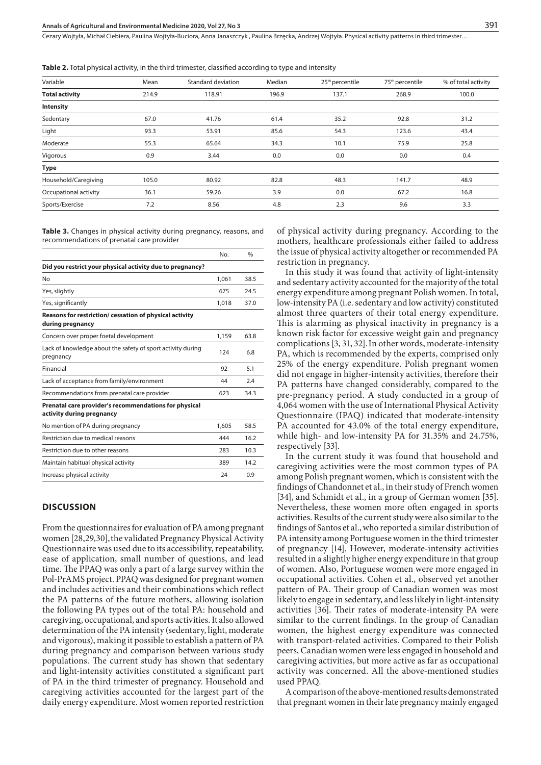**Table 2.** Total physical activity, in the third trimester, classified according to type and intensity

| Variable | Mean | Standard deviation | Median | 25th percentile | 75th percentile | % of total activity |
|---|---|---|---|---|---|---|
| **Total activity** | 214.9 | 118.91 | 196.9 | 137.1 | 268.9 | 100.0 |
| **Intensity** | | | | | | |
| Sedentary | 67.0 | 41.76 | 61.4 | 35.2 | 92.8 | 31.2 |
| Light | 93.3 | 53.91 | 85.6 | 54.3 | 123.6 | 43.4 |
| Moderate | 55.3 | 65.64 | 34.3 | 10.1 | 75.9 | 25.8 |
| Vigorous | 0.9 | 3.44 | 0.0 | 0.0 | 0.0 | 0.4 |
| **Type** | | | | | | |
| Household/Caregiving | 105.0 | 80.92 | 82.8 | 48.3 | 141.7 | 48.9 |
| Occupational activity | 36.1 | 59.26 | 3.9 | 0.0 | 67.2 | 16.8 |
| Sports/Exercise | 7.2 | 8.56 | 4.8 | 2.3 | 9.6 | 3.3 |

**Table 3.** Changes in physical activity during pregnancy, reasons, and recommendations of prenatal care provider

| | No. | % |
|---|---|---|
| **Did you restrict your physical activity due to pregnancy?** | | |
| No | 1,061 | 38.5 |
| Yes, slightly | 675 | 24.5 |
| Yes, significantly | 1,018 | 37.0 |
| **Reasons for restriction/ cessation of physical activity during pregnancy** | | |
| Concern over proper foetal development | 1,159 | 63.8 |
| Lack of knowledge about the safety of sport activity during pregnancy | 124 | 6.8 |
| Financial | 92 | 5.1 |
| Lack of acceptance from family/environment | 44 | 2.4 |
| Recommendations from prenatal care provider | 623 | 34.3 |
| **Prenatal care provider's recommendations for physical activity during pregnancy** | | |
| No mention of PA during pregnancy | 1,605 | 58.5 |
| Restriction due to medical reasons | 444 | 16.2 |
| Restriction due to other reasons | 283 | 10.3 |
| Maintain habitual physical activity | 389 | 14.2 |
| Increase physical activity | 24 | 0.9 |

## DISCUSSION

From the questionnaires for evaluation of PA among pregnant women [28,29,30], the validated Pregnancy Physical Activity Questionnaire was used due to its accessibility, repeatability, ease of application, small number of questions, and lead time. The PPAQ was only a part of a large survey within the Pol-PrAMS project. PPAQ was designed for pregnant women and includes activities and their combinations which reflect the PA patterns of the future mothers, allowing isolation the following PA types out of the total PA: household and caregiving, occupational, and sports activities. It also allowed determination of the PA intensity (sedentary, light, moderate and vigorous), making it possible to establish a pattern of PA during pregnancy and comparison between various study populations. The current study has shown that sedentary and light-intensity activities constituted a significant part of PA in the third trimester of pregnancy. Household and caregiving activities accounted for the largest part of the daily energy expenditure. Most women reported restriction of physical activity during pregnancy. According to the mothers, healthcare professionals either failed to address the issue of physical activity altogether or recommended PA restriction in pregnancy.

In this study it was found that activity of light-intensity and sedentary activity accounted for the majority of the total energy expenditure among pregnant Polish women. In total, low-intensity PA (i.e. sedentary and low activity) constituted almost three quarters of their total energy expenditure. This is alarming as physical inactivity in pregnancy is a known risk factor for excessive weight gain and pregnancy complications [3, 31, 32]. In other words, moderate-intensity PA, which is recommended by the experts, comprised only 25% of the energy expenditure. Polish pregnant women did not engage in higher-intensity activities, therefore their PA patterns have changed considerably, compared to the pre-pregnancy period. A study conducted in a group of 4,064 women with the use of International Physical Activity Questionnaire (IPAQ) indicated that moderate-intensity PA accounted for 43.0% of the total energy expenditure, while high- and low-intensity PA for 31.35% and 24.75%, respectively [33].

In the current study it was found that household and caregiving activities were the most common types of PA among Polish pregnant women, which is consistent with the findings of Chandonnet et al., in their study of French women [34], and Schmidt et al., in a group of German women [35]. Nevertheless, these women more often engaged in sports activities. Results of the current study were also similar to the findings of Santos et al., who reported a similar distribution of PA intensity among Portuguese women in the third trimester of pregnancy [14]. However, moderate-intensity activities resulted in a slightly higher energy expenditure in that group of women. Also, Portuguese women were more engaged in occupational activities. Cohen et al., observed yet another pattern of PA. Their group of Canadian women was most likely to engage in sedentary, and less likely in light-intensity activities [36]. Their rates of moderate-intensity PA were similar to the current findings. In the group of Canadian women, the highest energy expenditure was connected with transport-related activities. Compared to their Polish peers, Canadian women were less engaged in household and caregiving activities, but more active as far as occupational activity was concerned. All the above-mentioned studies used PPAQ.

A comparison of the above-mentioned results demonstrated that pregnant women in their late pregnancy mainly engaged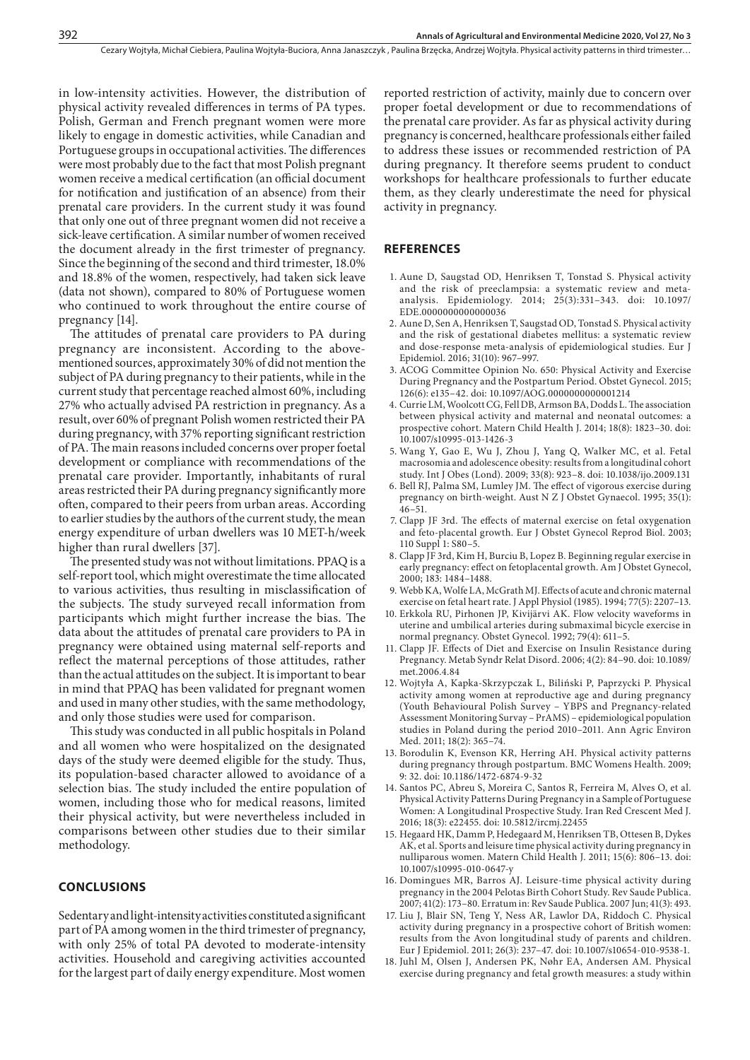in low-intensity activities. However, the distribution of physical activity revealed differences in terms of PA types. Polish, German and French pregnant women were more likely to engage in domestic activities, while Canadian and Portuguese groups in occupational activities. The differences were most probably due to the fact that most Polish pregnant women receive a medical certification (an official document for notification and justification of an absence) from their prenatal care providers. In the current study it was found that only one out of three pregnant women did not receive a sick-leave certification. A similar number of women received the document already in the first trimester of pregnancy. Since the beginning of the second and third trimester, 18.0% and 18.8% of the women, respectively, had taken sick leave (data not shown), compared to 80% of Portuguese women who continued to work throughout the entire course of pregnancy [14].

The attitudes of prenatal care providers to PA during pregnancy are inconsistent. According to the above-mentioned sources, approximately 30% of did not mention the subject of PA during pregnancy to their patients, while in the current study that percentage reached almost 60%, including 27% who actually advised PA restriction in pregnancy. As a result, over 60% of pregnant Polish women restricted their PA during pregnancy, with 37% reporting significant restriction of PA. The main reasons included concerns over proper foetal development or compliance with recommendations of the prenatal care provider. Importantly, inhabitants of rural areas restricted their PA during pregnancy significantly more often, compared to their peers from urban areas. According to earlier studies by the authors of the current study, the mean energy expenditure of urban dwellers was 10 MET-h/week higher than rural dwellers [37].

The presented study was not without limitations. PPAQ is a self-report tool, which might overestimate the time allocated to various activities, thus resulting in misclassification of the subjects. The study surveyed recall information from participants which might further increase the bias. The data about the attitudes of prenatal care providers to PA in pregnancy were obtained using maternal self-reports and reflect the maternal perceptions of those attitudes, rather than the actual attitudes on the subject. It is important to bear in mind that PPAQ has been validated for pregnant women and used in many other studies, with the same methodology, and only those studies were used for comparison.

This study was conducted in all public hospitals in Poland and all women who were hospitalized on the designated days of the study were deemed eligible for the study. Thus, its population-based character allowed to avoidance of a selection bias. The study included the entire population of women, including those who for medical reasons, limited their physical activity, but were nevertheless included in comparisons between other studies due to their similar methodology.

## CONCLUSIONS

Sedentary and light-intensity activities constituted a significant part of PA among women in the third trimester of pregnancy, with only 25% of total PA devoted to moderate-intensity activities. Household and caregiving activities accounted for the largest part of daily energy expenditure. Most women reported restriction of activity, mainly due to concern over proper foetal development or due to recommendations of the prenatal care provider. As far as physical activity during pregnancy is concerned, healthcare professionals either failed to address these issues or recommended restriction of PA during pregnancy. It therefore seems prudent to conduct workshops for healthcare professionals to further educate them, as they clearly underestimate the need for physical activity in pregnancy.

## REFERENCES

1. Aune D, Saugstad OD, Henriksen T, Tonstad S. Physical activity and the risk of preeclampsia: a systematic review and meta-analysis. Epidemiology. 2014; 25(3):331–343. doi: 10.1097/EDE.0000000000000036
2. Aune D, Sen A, Henriksen T, Saugstad OD, Tonstad S. Physical activity and the risk of gestational diabetes mellitus: a systematic review and dose-response meta-analysis of epidemiological studies. Eur J Epidemiol. 2016; 31(10): 967–997.
3. ACOG Committee Opinion No. 650: Physical Activity and Exercise During Pregnancy and the Postpartum Period. Obstet Gynecol. 2015; 126(6): e135–42. doi: 10.1097/AOG.0000000000001214
4. Currie LM, Woolcott CG, Fell DB, Armson BA, Dodds L. The association between physical activity and maternal and neonatal outcomes: a prospective cohort. Matern Child Health J. 2014; 18(8): 1823–30. doi: 10.1007/s10995-013-1426-3
5. Wang Y, Gao E, Wu J, Zhou J, Yang Q, Walker MC, et al. Fetal macrosomia and adolescence obesity: results from a longitudinal cohort study. Int J Obes (Lond). 2009; 33(8): 923–8. doi: 10.1038/ijo.2009.131
6. Bell RJ, Palma SM, Lumley JM. The effect of vigorous exercise during pregnancy on birth-weight. Aust N Z J Obstet Gynaecol. 1995; 35(1): 46–51.
7. Clapp JF 3rd. The effects of maternal exercise on fetal oxygenation and feto-placental growth. Eur J Obstet Gynecol Reprod Biol. 2003; 110 Suppl 1: S80–5.
8. Clapp JF 3rd, Kim H, Burciu B, Lopez B. Beginning regular exercise in early pregnancy: effect on fetoplacental growth. Am J Obstet Gynecol, 2000; 183: 1484–1488.
9. Webb KA, Wolfe LA, McGrath MJ. Effects of acute and chronic maternal exercise on fetal heart rate. J Appl Physiol (1985). 1994; 77(5): 2207–13.
10. Erkkola RU, Pirhonen JP, Kivijärvi AK. Flow velocity waveforms in uterine and umbilical arteries during submaximal bicycle exercise in normal pregnancy. Obstet Gynecol. 1992; 79(4): 611–5.
11. Clapp JF. Effects of Diet and Exercise on Insulin Resistance during Pregnancy. Metab Syndr Relat Disord. 2006; 4(2): 84–90. doi: 10.1089/met.2006.4.84
12. Wojtyła A, Kapka-Skrzypczak L, Biliński P, Paprzycki P. Physical activity among women at reproductive age and during pregnancy (Youth Behavioural Polish Survey – YBPS and Pregnancy-related Assessment Monitoring Survay – PrAMS) – epidemiological population studies in Poland during the period 2010–2011. Ann Agric Environ Med. 2011; 18(2): 365–74.
13. Borodulin K, Evenson KR, Herring AH. Physical activity patterns during pregnancy through postpartum. BMC Womens Health. 2009; 9: 32. doi: 10.1186/1472-6874-9-32
14. Santos PC, Abreu S, Moreira C, Santos R, Ferreira M, Alves O, et al. Physical Activity Patterns During Pregnancy in a Sample of Portuguese Women: A Longitudinal Prospective Study. Iran Red Crescent Med J. 2016; 18(3): e22455. doi: 10.5812/ircmj.22455
15. Hegaard HK, Damm P, Hedegaard M, Henriksen TB, Ottesen B, Dykes AK, et al. Sports and leisure time physical activity during pregnancy in nulliparous women. Matern Child Health J. 2011; 15(6): 806–13. doi: 10.1007/s10995-010-0647-y
16. Domingues MR, Barros AJ. Leisure-time physical activity during pregnancy in the 2004 Pelotas Birth Cohort Study. Rev Saude Publica. 2007; 41(2): 173–80. Erratum in: Rev Saude Publica. 2007 Jun; 41(3): 493.
17. Liu J, Blair SN, Teng Y, Ness AR, Lawlor DA, Riddoch C. Physical activity during pregnancy in a prospective cohort of British women: results from the Avon longitudinal study of parents and children. Eur J Epidemiol. 2011; 26(3): 237–47. doi: 10.1007/s10654-010-9538-1.
18. Juhl M, Olsen J, Andersen PK, Nøhr EA, Andersen AM. Physical exercise during pregnancy and fetal growth measures: a study within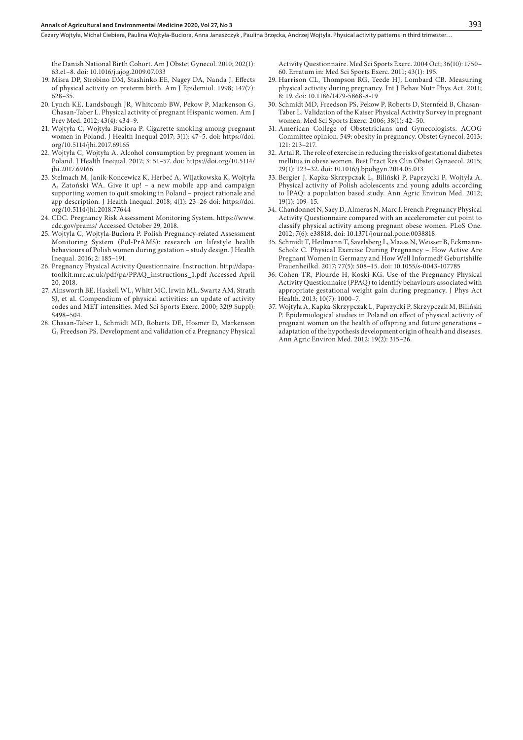the Danish National Birth Cohort. Am J Obstet Gynecol. 2010; 202(1): 63.e1–8. doi: 10.1016/j.ajog.2009.07.033

19. Misra DP, Strobino DM, Stashinko EE, Nagey DA, Nanda J. Effects of physical activity on preterm birth. Am J Epidemiol. 1998; 147(7): 628–35.
20. Lynch KE, Landsbaugh JR, Whitcomb BW, Pekow P, Markenson G, Chasan-Taber L. Physical activity of pregnant Hispanic women. Am J Prev Med. 2012; 43(4): 434–9.
21. Wojtyła C, Wojtyła-Buciora P. Cigarette smoking among pregnant women in Poland. J Health Inequal 2017; 3(1): 47–5. doi: https://doi.org/10.5114/jhi.2017.69165
22. Wojtyła C, Wojtyła A. Alcohol consumption by pregnant women in Poland. J Health Inequal. 2017; 3: 51–57. doi: https://doi.org/10.5114/jhi.2017.69166
23. Stelmach M, Janik-Koncewicz K, Herbeć A, Wijatkowska K, Wojtyła A, Zatoński WA. Give it up! – a new mobile app and campaign supporting women to quit smoking in Poland – project rationale and app description. J Health Inequal. 2018; 4(1): 23–26 doi: https://doi.org/10.5114/jhi.2018.77644
24. CDC. Pregnancy Risk Assessment Monitoring System. https://www.cdc.gov/prams/ Accessed October 29, 2018.
25. Wojtyla C, Wojtyla-Buciora P. Polish Pregnancy-related Assessment Monitoring System (Pol-PrAMS): research on lifestyle health behaviours of Polish women during gestation – study design. J Health Inequal. 2016; 2: 185–191.
26. Pregnancy Physical Activity Questionnaire. Instruction. http://dapa-toolkit.mrc.ac.uk/pdf/pa/PPAQ_instructions_1.pdf Accessed April 20, 2018.
27. Ainsworth BE, Haskell WL, Whitt MC, Irwin ML, Swartz AM, Strath SJ, et al. Compendium of physical activities: an update of activity codes and MET intensities. Med Sci Sports Exerc. 2000; 32(9 Suppl): S498–504.
28. Chasan-Taber L, Schmidt MD, Roberts DE, Hosmer D, Markenson G, Freedson PS. Development and validation of a Pregnancy Physical Activity Questionnaire. Med Sci Sports Exerc. 2004 Oct; 36(10): 1750–60. Erratum in: Med Sci Sports Exerc. 2011; 43(1): 195.
29. Harrison CL, Thompson RG, Teede HJ, Lombard CB. Measuring physical activity during pregnancy. Int J Behav Nutr Phys Act. 2011; 8: 19. doi: 10.1186/1479-5868-8-19
30. Schmidt MD, Freedson PS, Pekow P, Roberts D, Sternfeld B, Chasan-Taber L. Validation of the Kaiser Physical Activity Survey in pregnant women. Med Sci Sports Exerc. 2006; 38(1): 42–50.
31. American College of Obstetricians and Gynecologists. ACOG Committee opinion. 549: obesity in pregnancy. Obstet Gynecol. 2013; 121: 213–217.
32. Artal R. The role of exercise in reducing the risks of gestational diabetes mellitus in obese women. Best Pract Res Clin Obstet Gynaecol. 2015; 29(1): 123–32. doi: 10.1016/j.bpobgyn.2014.05.013
33. Bergier J, Kapka-Skrzypczak L, Biliński P, Paprzycki P, Wojtyła A. Physical activity of Polish adolescents and young adults according to IPAQ: a population based study. Ann Agric Environ Med. 2012; 19(1): 109–15.
34. Chandonnet N, Saey D, Alméras N, Marc I. French Pregnancy Physical Activity Questionnaire compared with an accelerometer cut point to classify physical activity among pregnant obese women. PLoS One. 2012; 7(6): e38818. doi: 10.1371/journal.pone.0038818
35. Schmidt T, Heilmann T, Savelsberg L, Maass N, Weisser B, Eckmann-Scholz C. Physical Exercise During Pregnancy – How Active Are Pregnant Women in Germany and How Well Informed? Geburtshilfe Frauenheilkd. 2017; 77(5): 508–15. doi: 10.1055/s-0043-107785
36. Cohen TR, Plourde H, Koski KG. Use of the Pregnancy Physical Activity Questionnaire (PPAQ) to identify behaviours associated with appropriate gestational weight gain during pregnancy. J Phys Act Health. 2013; 10(7): 1000–7.
37. Wojtyła A, Kapka-Skrzypczak L, Paprzycki P, Skrzypczak M, Biliński P. Epidemiological studies in Poland on effect of physical activity of pregnant women on the health of offspring and future generations – adaptation of the hypothesis development origin of health and diseases. Ann Agric Environ Med. 2012; 19(2): 315–26.